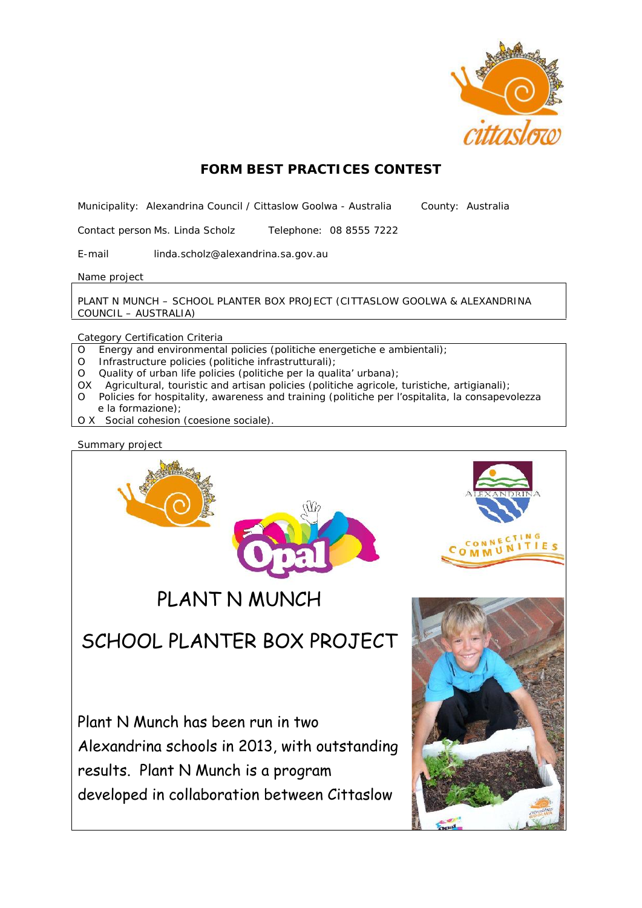# FORM BEST PRACTICES CONTEST

Municipality: Alexandrina Council / Cittaslow Goolwa - Australia     County: Australia

Contact person Ms. Linda Scholz     Telephone: 08 8555 7222

E-mail     linda.scholz@alexandrina.sa.gov.au

Name project

PLANT N MUNCH – SCHOOL PLANTER BOX PROJECT (CITTASLOW GOOLWA & ALEXANDRINA COUNCIL – AUSTRALIA)

Category Certification Criteria

- O Energy and environmental policies (politiche energetiche e ambientali);
- O Infrastructure policies (politiche infrastrutturali);
- O Quality of urban life policies (politiche per la qualita' urbana);
- OX Agricultural, touristic and artisan policies (politiche agricole, turistiche, artigianali);
- O Policies for hospitality, awareness and training (politiche per l'ospitalita, la consapevolezza e la formazione);
- O X Social cohesion (coesione sociale).

Summary project

PLANT N MUNCH

SCHOOL PLANTER BOX PROJECT

Plant N Munch has been run in two Alexandrina schools in 2013, with outstanding results. Plant N Munch is a program developed in collaboration between Cittaslow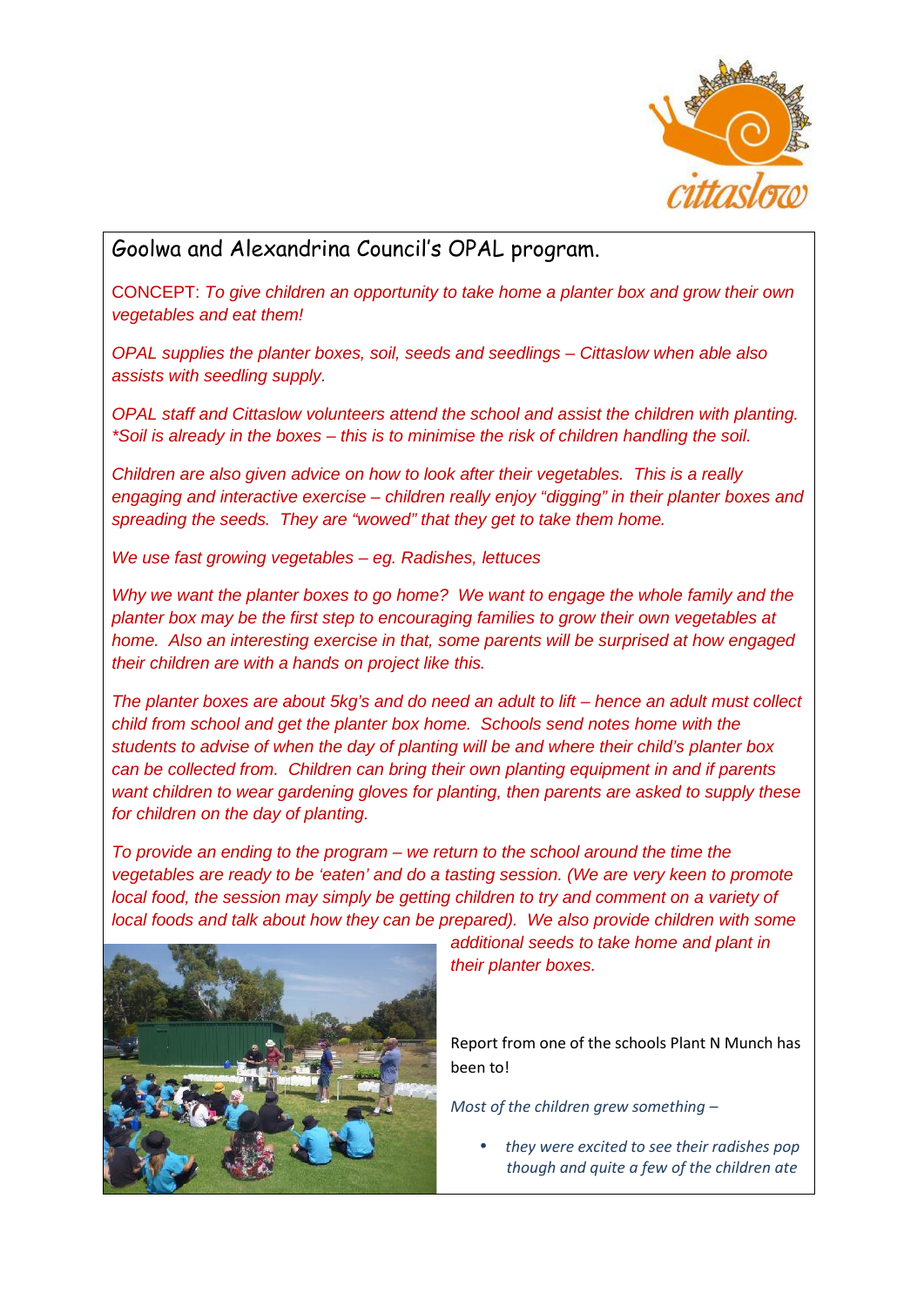## Goolwa and Alexandrina Council's OPAL program.

CONCEPT: *To give children an opportunity to take home a planter box and grow their own vegetables and eat them!*

*OPAL supplies the planter boxes, soil, seeds and seedlings – Cittaslow when able also assists with seedling supply.*

*OPAL staff and Cittaslow volunteers attend the school and assist the children with planting. *Soil is already in the boxes – this is to minimise the risk of children handling the soil.*

*Children are also given advice on how to look after their vegetables. This is a really engaging and interactive exercise – children really enjoy "digging" in their planter boxes and spreading the seeds. They are "wowed" that they get to take them home.*

*We use fast growing vegetables – eg. Radishes, lettuces*

*Why we want the planter boxes to go home? We want to engage the whole family and the planter box may be the first step to encouraging families to grow their own vegetables at home. Also an interesting exercise in that, some parents will be surprised at how engaged their children are with a hands on project like this.*

*The planter boxes are about 5kg's and do need an adult to lift – hence an adult must collect child from school and get the planter box home. Schools send notes home with the students to advise of when the day of planting will be and where their child's planter box can be collected from. Children can bring their own planting equipment in and if parents want children to wear gardening gloves for planting, then parents are asked to supply these for children on the day of planting.*

*To provide an ending to the program – we return to the school around the time the vegetables are ready to be 'eaten' and do a tasting session. (We are very keen to promote local food, the session may simply be getting children to try and comment on a variety of local foods and talk about how they can be prepared). We also provide children with some additional seeds to take home and plant in their planter boxes.*

Report from one of the schools Plant N Munch has been to!

*Most of the children grew something –*

- *they were excited to see their radishes pop though and quite a few of the children ate*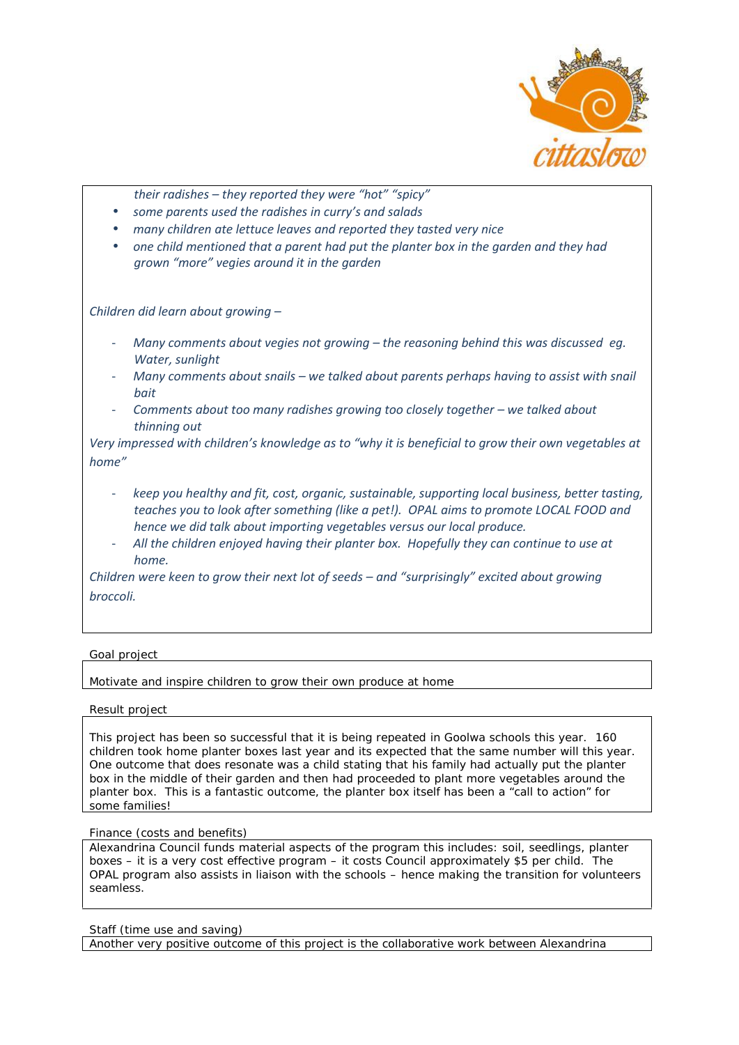*their radishes – they reported they were "hot" "spicy"*

- *some parents used the radishes in curry's and salads*
- *many children ate lettuce leaves and reported they tasted very nice*
- *one child mentioned that a parent had put the planter box in the garden and they had grown "more" vegies around it in the garden*

*Children did learn about growing –*

- *Many comments about vegies not growing – the reasoning behind this was discussed eg. Water, sunlight*
- *Many comments about snails – we talked about parents perhaps having to assist with snail bait*
- *Comments about too many radishes growing too closely together – we talked about thinning out*

*Very impressed with children's knowledge as to "why it is beneficial to grow their own vegetables at home"*

- *keep you healthy and fit, cost, organic, sustainable, supporting local business, better tasting, teaches you to look after something (like a pet!). OPAL aims to promote LOCAL FOOD and hence we did talk about importing vegetables versus our local produce.*
- *All the children enjoyed having their planter box. Hopefully they can continue to use at home.*

*Children were keen to grow their next lot of seeds – and "surprisingly" excited about growing broccoli.*

Goal project

Motivate and inspire children to grow their own produce at home

Result project

This project has been so successful that it is being repeated in Goolwa schools this year. 160 children took home planter boxes last year and its expected that the same number will this year. One outcome that does resonate was a child stating that his family had actually put the planter box in the middle of their garden and then had proceeded to plant more vegetables around the planter box. This is a fantastic outcome, the planter box itself has been a "call to action" for some families!

Finance (costs and benefits)

Alexandrina Council funds material aspects of the program this includes: soil, seedlings, planter boxes – it is a very cost effective program – it costs Council approximately $5 per child. The OPAL program also assists in liaison with the schools – hence making the transition for volunteers seamless.

Staff (time use and saving)

Another very positive outcome of this project is the collaborative work between Alexandrina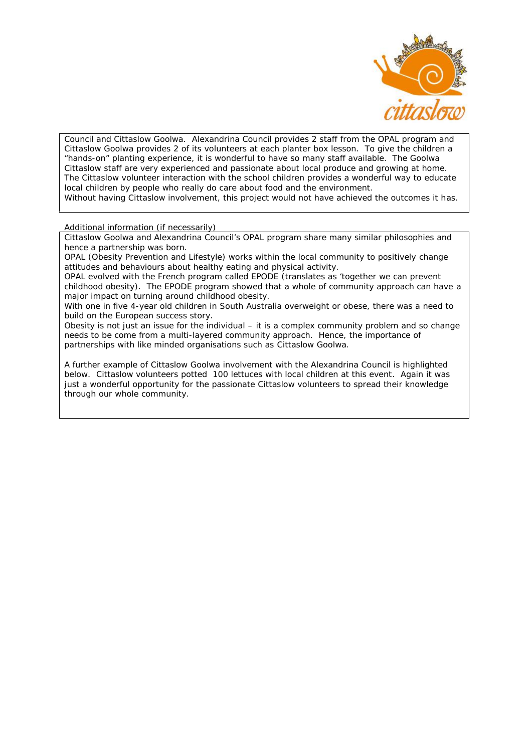Council and Cittaslow Goolwa. Alexandrina Council provides 2 staff from the OPAL program and Cittaslow Goolwa provides 2 of its volunteers at each planter box lesson. To give the children a "hands-on" planting experience, it is wonderful to have so many staff available. The Goolwa Cittaslow staff are very experienced and passionate about local produce and growing at home. The Cittaslow volunteer interaction with the school children provides a wonderful way to educate local children by people who really do care about food and the environment.

Without having Cittaslow involvement, this project would not have achieved the outcomes it has.

Additional information (if necessarily)

Cittaslow Goolwa and Alexandrina Council's OPAL program share many similar philosophies and hence a partnership was born.

OPAL (Obesity Prevention and Lifestyle) works within the local community to positively change attitudes and behaviours about healthy eating and physical activity.

OPAL evolved with the French program called EPODE (translates as 'together we can prevent childhood obesity). The EPODE program showed that a whole of community approach can have a major impact on turning around childhood obesity.

With one in five 4-year old children in South Australia overweight or obese, there was a need to build on the European success story.

Obesity is not just an issue for the individual – it is a complex community problem and so change needs to be come from a multi-layered community approach. Hence, the importance of partnerships with like minded organisations such as Cittaslow Goolwa.

A further example of Cittaslow Goolwa involvement with the Alexandrina Council is highlighted below. Cittaslow volunteers potted 100 lettuces with local children at this event. Again it was just a wonderful opportunity for the passionate Cittaslow volunteers to spread their knowledge through our whole community.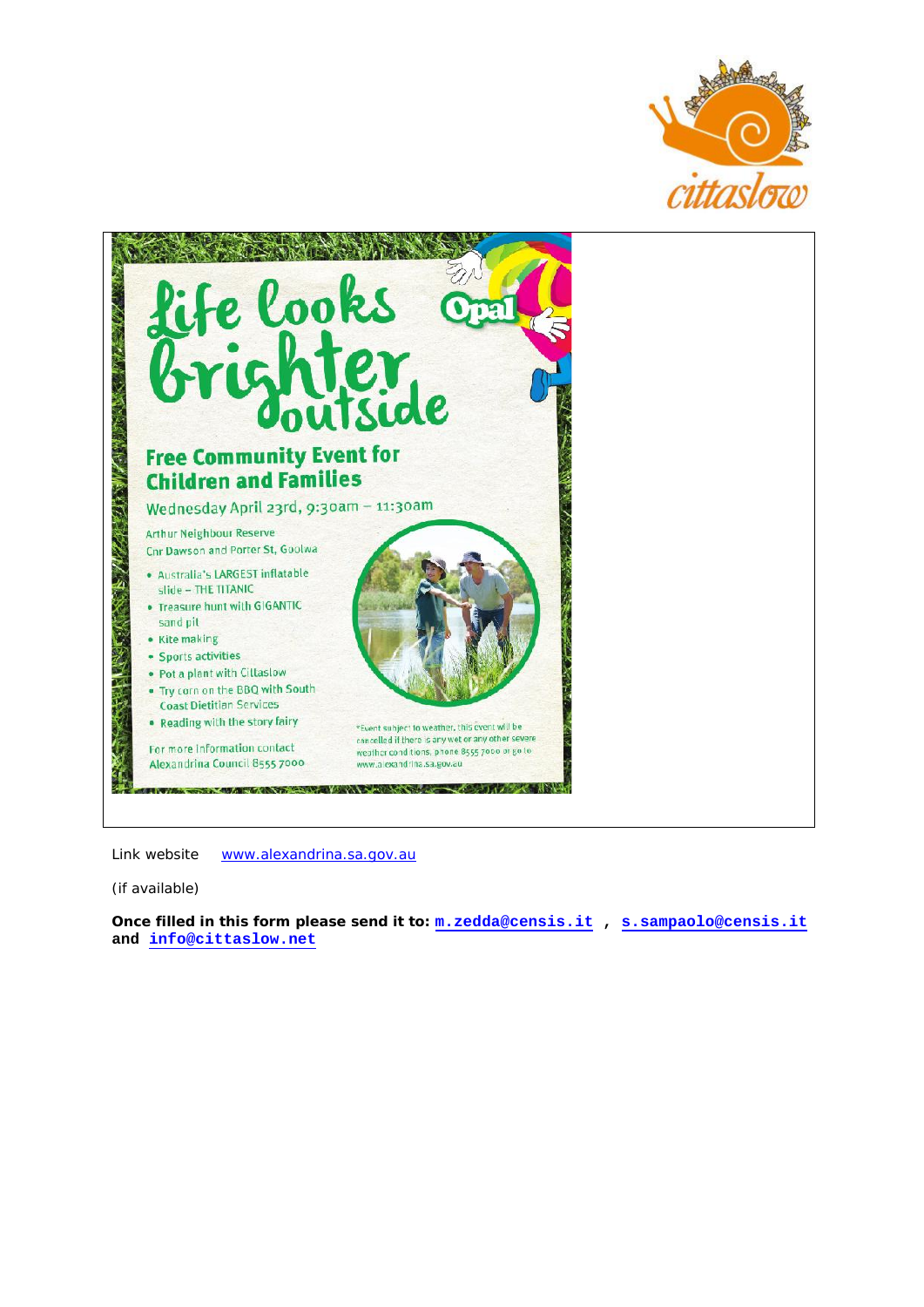Life looks brighter outside

Opal

**Free Community Event for Children and Families**

Wednesday April 23rd, 9:30am – 11:30am

Arthur Neighbour Reserve
Cnr Dawson and Porter St, Goolwa

- Australia's LARGEST inflatable slide – THE TITANIC
- Treasure hunt with GIGANTIC sand pit
- Kite making
- Sports activities
- Pot a plant with Cittaslow
- Try corn on the BBQ with South Coast Dietitian Services
- Reading with the story fairy

For more information contact Alexandrina Council 8555 7000

*Event subject to weather, this event will be cancelled if there is any wet or any other severe weather conditions, phone 8555 7000 or go to www.alexandrina.sa.gov.au

Link website www.alexandrina.sa.gov.au

(if available)

**Once filled in this form please send it to: m.zedda@censis.it , s.sampaolo@censis.it and info@cittaslow.net**